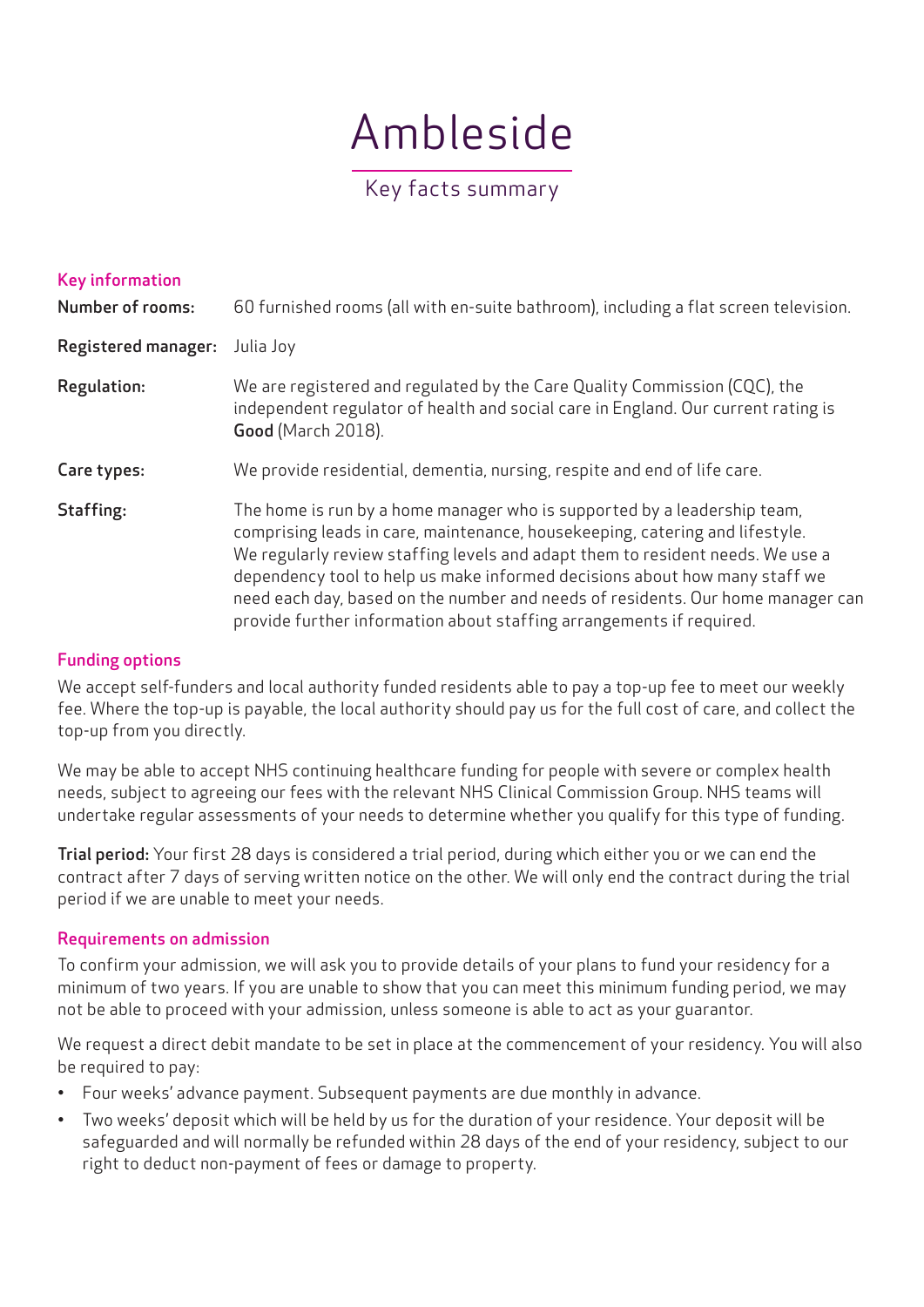# Ambleside

Key facts summary

## Key information

**Number of rooms:** 60 furnished rooms (all with en-suite bathroom), including a flat screen television.

**Registered manager:** Julia Joy

**Regulation:** We are registered and regulated by the Care Quality Commission (CQC), the independent regulator of health and social care in England. Our current rating is **Good** (March 2018).

**Care types:** We provide residential, dementia, nursing, respite and end of life care.

**Staffing:** The home is run by a home manager who is supported by a leadership team, comprising leads in care, maintenance, housekeeping, catering and lifestyle. We regularly review staffing levels and adapt them to resident needs. We use a dependency tool to help us make informed decisions about how many staff we need each day, based on the number and needs of residents. Our home manager can provide further information about staffing arrangements if required.

## Funding options

We accept self-funders and local authority funded residents able to pay a top-up fee to meet our weekly fee. Where the top-up is payable, the local authority should pay us for the full cost of care, and collect the top-up from you directly.

We may be able to accept NHS continuing healthcare funding for people with severe or complex health needs, subject to agreeing our fees with the relevant NHS Clinical Commission Group. NHS teams will undertake regular assessments of your needs to determine whether you qualify for this type of funding.

**Trial period:** Your first 28 days is considered a trial period, during which either you or we can end the contract after 7 days of serving written notice on the other. We will only end the contract during the trial period if we are unable to meet your needs.

## Requirements on admission

To confirm your admission, we will ask you to provide details of your plans to fund your residency for a minimum of two years. If you are unable to show that you can meet this minimum funding period, we may not be able to proceed with your admission, unless someone is able to act as your guarantor.

We request a direct debit mandate to be set in place at the commencement of your residency. You will also be required to pay:

- Four weeks' advance payment. Subsequent payments are due monthly in advance.
- Two weeks' deposit which will be held by us for the duration of your residence. Your deposit will be safeguarded and will normally be refunded within 28 days of the end of your residency, subject to our right to deduct non-payment of fees or damage to property.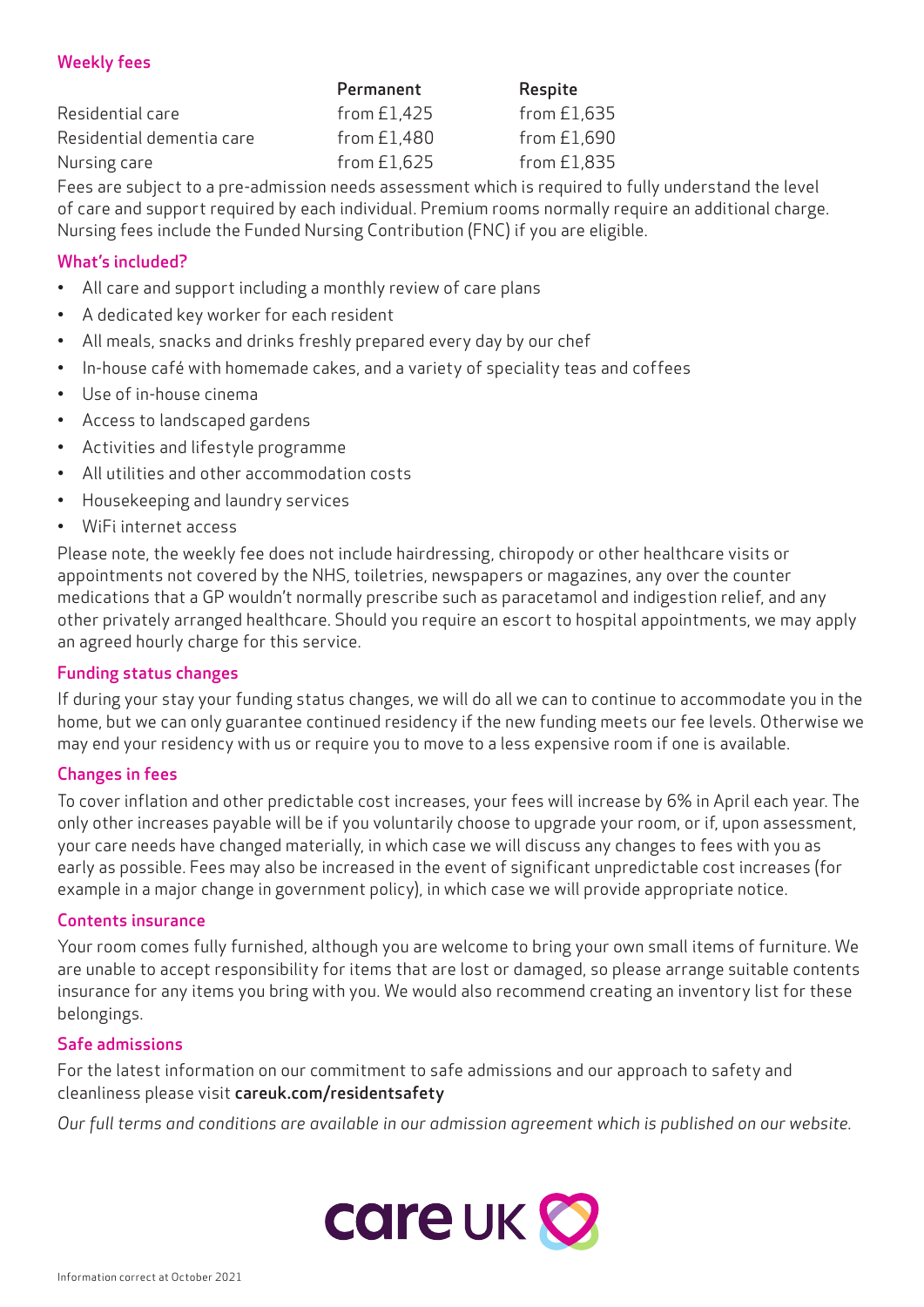## Weekly fees

| | Permanent | Respite |
|---|---|---|
| Residential care | from £1,425 | from £1,635 |
| Residential dementia care | from £1,480 | from £1,690 |
| Nursing care | from £1,625 | from £1,835 |

Fees are subject to a pre-admission needs assessment which is required to fully understand the level of care and support required by each individual. Premium rooms normally require an additional charge. Nursing fees include the Funded Nursing Contribution (FNC) if you are eligible.

## What's included?

- All care and support including a monthly review of care plans
- A dedicated key worker for each resident
- All meals, snacks and drinks freshly prepared every day by our chef
- In-house café with homemade cakes, and a variety of speciality teas and coffees
- Use of in-house cinema
- Access to landscaped gardens
- Activities and lifestyle programme
- All utilities and other accommodation costs
- Housekeeping and laundry services
- WiFi internet access

Please note, the weekly fee does not include hairdressing, chiropody or other healthcare visits or appointments not covered by the NHS, toiletries, newspapers or magazines, any over the counter medications that a GP wouldn't normally prescribe such as paracetamol and indigestion relief, and any other privately arranged healthcare. Should you require an escort to hospital appointments, we may apply an agreed hourly charge for this service.

## Funding status changes

If during your stay your funding status changes, we will do all we can to continue to accommodate you in the home, but we can only guarantee continued residency if the new funding meets our fee levels. Otherwise we may end your residency with us or require you to move to a less expensive room if one is available.

## Changes in fees

To cover inflation and other predictable cost increases, your fees will increase by 6% in April each year. The only other increases payable will be if you voluntarily choose to upgrade your room, or if, upon assessment, your care needs have changed materially, in which case we will discuss any changes to fees with you as early as possible. Fees may also be increased in the event of significant unpredictable cost increases (for example in a major change in government policy), in which case we will provide appropriate notice.

## Contents insurance

Your room comes fully furnished, although you are welcome to bring your own small items of furniture. We are unable to accept responsibility for items that are lost or damaged, so please arrange suitable contents insurance for any items you bring with you. We would also recommend creating an inventory list for these belongings.

## Safe admissions

For the latest information on our commitment to safe admissions and our approach to safety and cleanliness please visit **careuk.com/residentsafety**

*Our full terms and conditions are available in our admission agreement which is published on our website.*

care UK

Information correct at October 2021